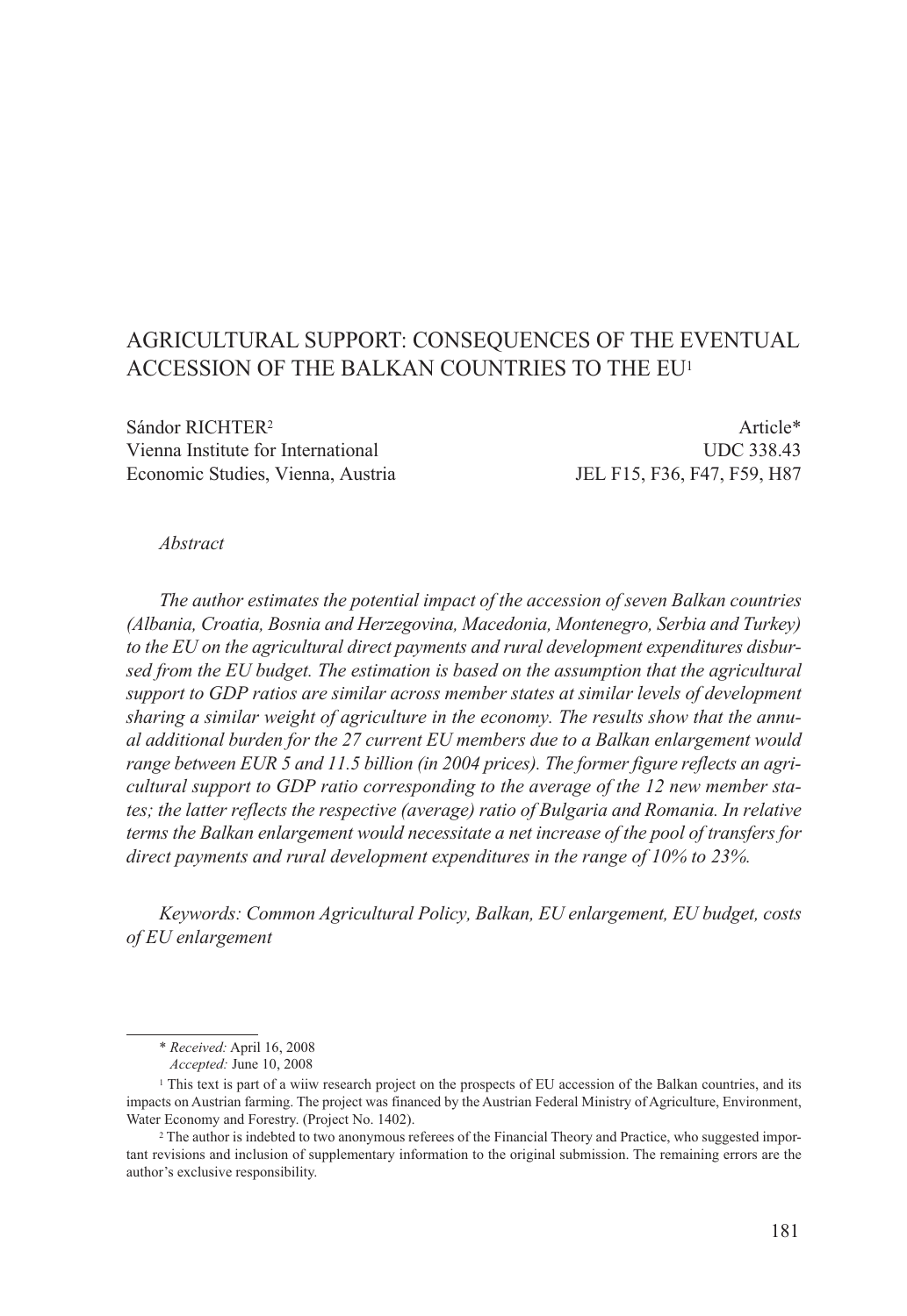# AGRICULTURAL SUPPORT: CONSEQUENCES OF THE EVENTUAL ACCESSION OF THE BALKAN COUNTRIES TO THE EU[1]

Sándor RICHTER[2]
Vienna Institute for International Economic Studies, Vienna, Austria

Article*
UDC 338.43
JEL F15, F36, F47, F59, H87

*Abstract*

*The author estimates the potential impact of the accession of seven Balkan countries (Albania, Croatia, Bosnia and Herzegovina, Macedonia, Montenegro, Serbia and Turkey) to the EU on the agricultural direct payments and rural development expenditures disbursed from the EU budget. The estimation is based on the assumption that the agricultural support to GDP ratios are similar across member states at similar levels of development sharing a similar weight of agriculture in the economy. The results show that the annual additional burden for the 27 current EU members due to a Balkan enlargement would range between EUR 5 and 11.5 billion (in 2004 prices). The former figure reflects an agricultural support to GDP ratio corresponding to the average of the 12 new member states; the latter reflects the respective (average) ratio of Bulgaria and Romania. In relative terms the Balkan enlargement would necessitate a net increase of the pool of transfers for direct payments and rural development expenditures in the range of 10% to 23%.*

*Keywords: Common Agricultural Policy, Balkan, EU enlargement, EU budget, costs of EU enlargement*

---

\* *Received:* April 16, 2008
*Accepted:* June 10, 2008

[1] This text is part of a wiiw research project on the prospects of EU accession of the Balkan countries, and its impacts on Austrian farming. The project was financed by the Austrian Federal Ministry of Agriculture, Environment, Water Economy and Forestry. (Project No. 1402).

[2] The author is indebted to two anonymous referees of the Financial Theory and Practice, who suggested important revisions and inclusion of supplementary information to the original submission. The remaining errors are the author's exclusive responsibility.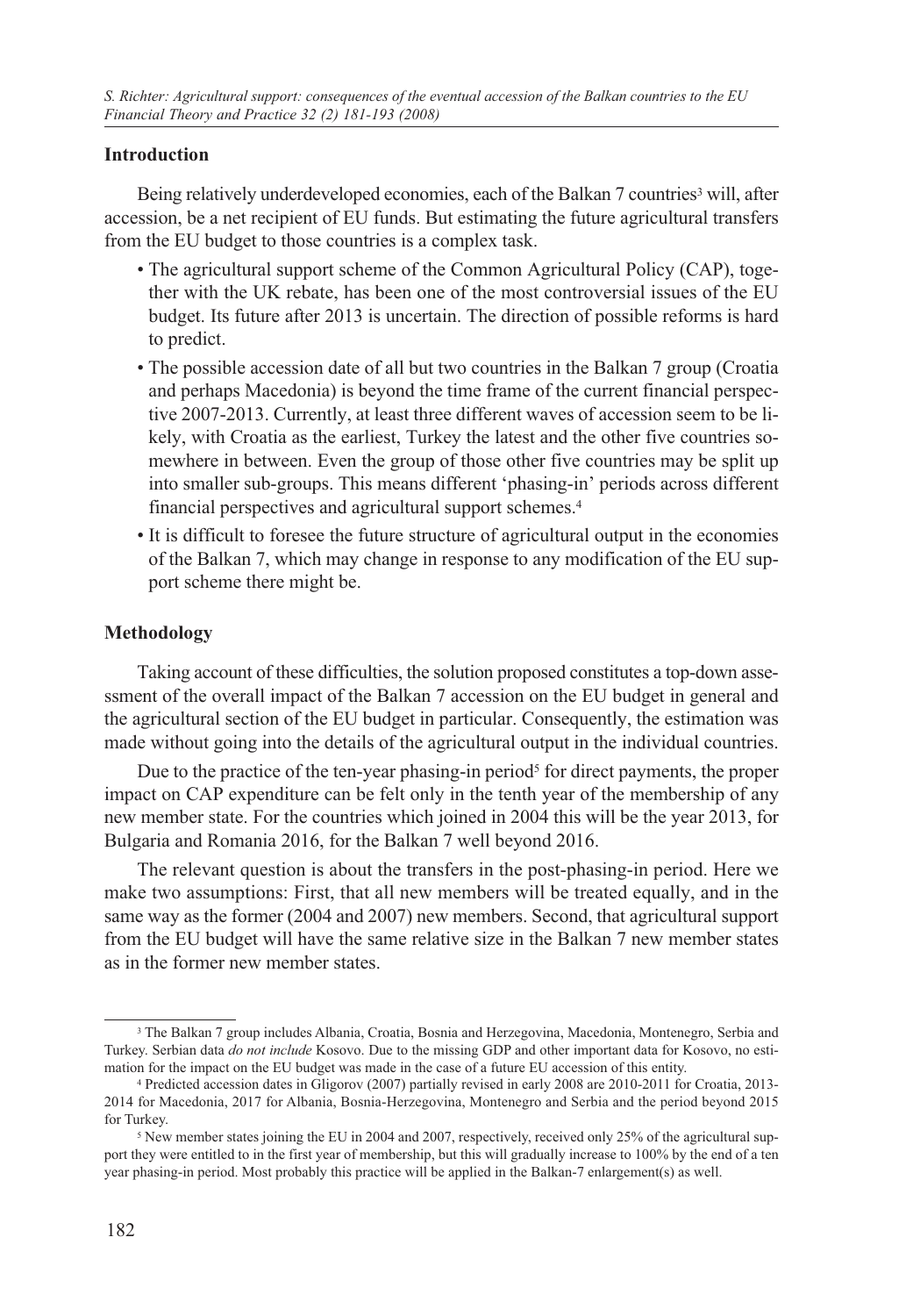## Introduction

Being relatively underdeveloped economies, each of the Balkan 7 countries[3] will, after accession, be a net recipient of EU funds. But estimating the future agricultural transfers from the EU budget to those countries is a complex task.

- The agricultural support scheme of the Common Agricultural Policy (CAP), together with the UK rebate, has been one of the most controversial issues of the EU budget. Its future after 2013 is uncertain. The direction of possible reforms is hard to predict.
- The possible accession date of all but two countries in the Balkan 7 group (Croatia and perhaps Macedonia) is beyond the time frame of the current financial perspective 2007-2013. Currently, at least three different waves of accession seem to be likely, with Croatia as the earliest, Turkey the latest and the other five countries somewhere in between. Even the group of those other five countries may be split up into smaller sub-groups. This means different 'phasing-in' periods across different financial perspectives and agricultural support schemes.[4]
- It is difficult to foresee the future structure of agricultural output in the economies of the Balkan 7, which may change in response to any modification of the EU support scheme there might be.

## Methodology

Taking account of these difficulties, the solution proposed constitutes a top-down assessment of the overall impact of the Balkan 7 accession on the EU budget in general and the agricultural section of the EU budget in particular. Consequently, the estimation was made without going into the details of the agricultural output in the individual countries.

Due to the practice of the ten-year phasing-in period[5] for direct payments, the proper impact on CAP expenditure can be felt only in the tenth year of the membership of any new member state. For the countries which joined in 2004 this will be the year 2013, for Bulgaria and Romania 2016, for the Balkan 7 well beyond 2016.

The relevant question is about the transfers in the post-phasing-in period. Here we make two assumptions: First, that all new members will be treated equally, and in the same way as the former (2004 and 2007) new members. Second, that agricultural support from the EU budget will have the same relative size in the Balkan 7 new member states as in the former new member states.

---

[3] The Balkan 7 group includes Albania, Croatia, Bosnia and Herzegovina, Macedonia, Montenegro, Serbia and Turkey. Serbian data *do not include* Kosovo. Due to the missing GDP and other important data for Kosovo, no estimation for the impact on the EU budget was made in the case of a future EU accession of this entity.

[4] Predicted accession dates in Gligorov (2007) partially revised in early 2008 are 2010-2011 for Croatia, 2013-2014 for Macedonia, 2017 for Albania, Bosnia-Herzegovina, Montenegro and Serbia and the period beyond 2015 for Turkey.

[5] New member states joining the EU in 2004 and 2007, respectively, received only 25% of the agricultural support they were entitled to in the first year of membership, but this will gradually increase to 100% by the end of a ten year phasing-in period. Most probably this practice will be applied in the Balkan-7 enlargement(s) as well.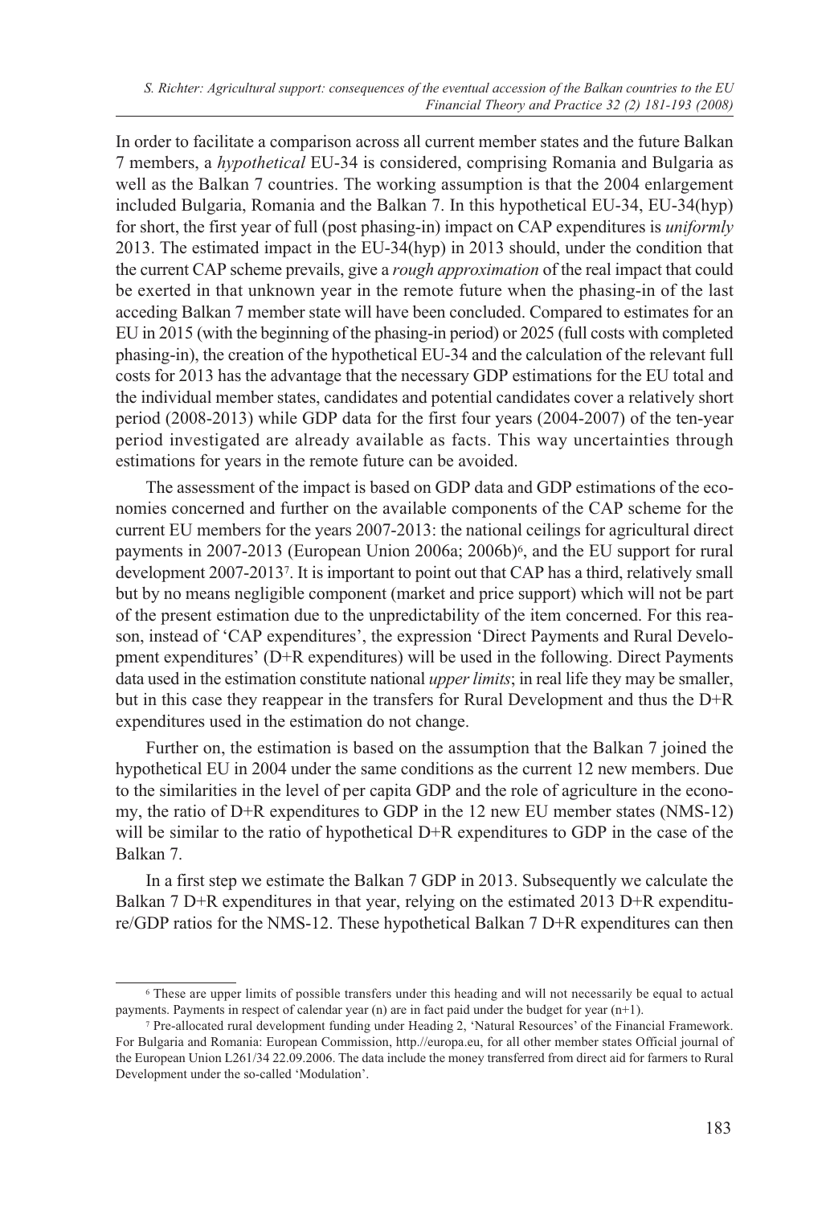In order to facilitate a comparison across all current member states and the future Balkan 7 members, a *hypothetical* EU-34 is considered, comprising Romania and Bulgaria as well as the Balkan 7 countries. The working assumption is that the 2004 enlargement included Bulgaria, Romania and the Balkan 7. In this hypothetical EU-34, EU-34(hyp) for short, the first year of full (post phasing-in) impact on CAP expenditures is *uniformly* 2013. The estimated impact in the EU-34(hyp) in 2013 should, under the condition that the current CAP scheme prevails, give a *rough approximation* of the real impact that could be exerted in that unknown year in the remote future when the phasing-in of the last acceding Balkan 7 member state will have been concluded. Compared to estimates for an EU in 2015 (with the beginning of the phasing-in period) or 2025 (full costs with completed phasing-in), the creation of the hypothetical EU-34 and the calculation of the relevant full costs for 2013 has the advantage that the necessary GDP estimations for the EU total and the individual member states, candidates and potential candidates cover a relatively short period (2008-2013) while GDP data for the first four years (2004-2007) of the ten-year period investigated are already available as facts. This way uncertainties through estimations for years in the remote future can be avoided.

The assessment of the impact is based on GDP data and GDP estimations of the economies concerned and further on the available components of the CAP scheme for the current EU members for the years 2007-2013: the national ceilings for agricultural direct payments in 2007-2013 (European Union 2006a; 2006b)[6], and the EU support for rural development 2007-2013[7]. It is important to point out that CAP has a third, relatively small but by no means negligible component (market and price support) which will not be part of the present estimation due to the unpredictability of the item concerned. For this reason, instead of 'CAP expenditures', the expression 'Direct Payments and Rural Development expenditures' (D+R expenditures) will be used in the following. Direct Payments data used in the estimation constitute national *upper limits*; in real life they may be smaller, but in this case they reappear in the transfers for Rural Development and thus the D+R expenditures used in the estimation do not change.

Further on, the estimation is based on the assumption that the Balkan 7 joined the hypothetical EU in 2004 under the same conditions as the current 12 new members. Due to the similarities in the level of per capita GDP and the role of agriculture in the economy, the ratio of D+R expenditures to GDP in the 12 new EU member states (NMS-12) will be similar to the ratio of hypothetical D+R expenditures to GDP in the case of the Balkan 7.

In a first step we estimate the Balkan 7 GDP in 2013. Subsequently we calculate the Balkan 7 D+R expenditures in that year, relying on the estimated 2013 D+R expenditure/GDP ratios for the NMS-12. These hypothetical Balkan 7 D+R expenditures can then

---

[6] These are upper limits of possible transfers under this heading and will not necessarily be equal to actual payments. Payments in respect of calendar year (n) are in fact paid under the budget for year (n+1).

[7] Pre-allocated rural development funding under Heading 2, 'Natural Resources' of the Financial Framework. For Bulgaria and Romania: European Commission, http.//europa.eu, for all other member states Official journal of the European Union L261/34 22.09.2006. The data include the money transferred from direct aid for farmers to Rural Development under the so-called 'Modulation'.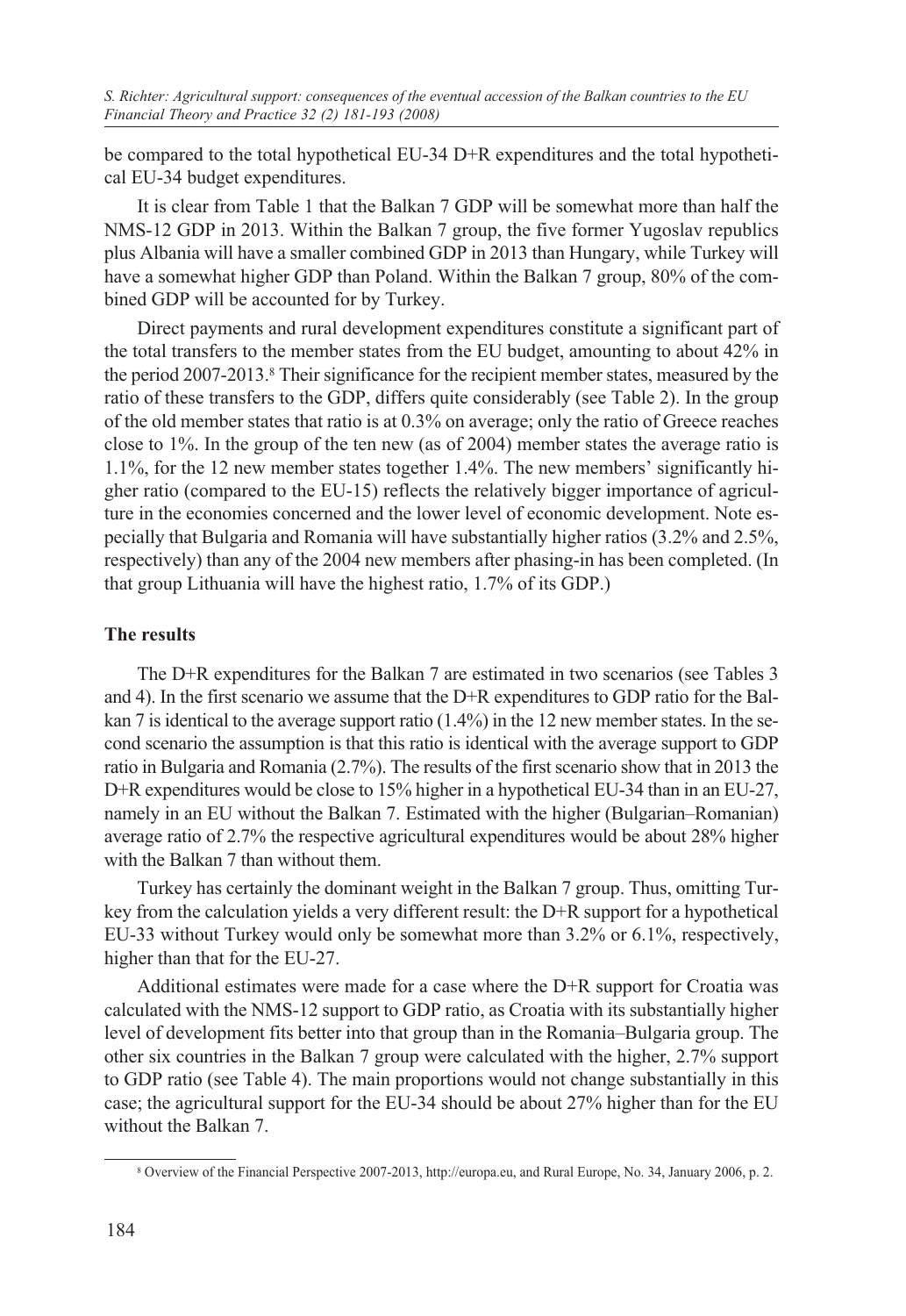be compared to the total hypothetical EU-34 D+R expenditures and the total hypothetical EU-34 budget expenditures.

It is clear from Table 1 that the Balkan 7 GDP will be somewhat more than half the NMS-12 GDP in 2013. Within the Balkan 7 group, the five former Yugoslav republics plus Albania will have a smaller combined GDP in 2013 than Hungary, while Turkey will have a somewhat higher GDP than Poland. Within the Balkan 7 group, 80% of the combined GDP will be accounted for by Turkey.

Direct payments and rural development expenditures constitute a significant part of the total transfers to the member states from the EU budget, amounting to about 42% in the period 2007-2013.[8] Their significance for the recipient member states, measured by the ratio of these transfers to the GDP, differs quite considerably (see Table 2). In the group of the old member states that ratio is at 0.3% on average; only the ratio of Greece reaches close to 1%. In the group of the ten new (as of 2004) member states the average ratio is 1.1%, for the 12 new member states together 1.4%. The new members' significantly higher ratio (compared to the EU-15) reflects the relatively bigger importance of agriculture in the economies concerned and the lower level of economic development. Note especially that Bulgaria and Romania will have substantially higher ratios (3.2% and 2.5%, respectively) than any of the 2004 new members after phasing-in has been completed. (In that group Lithuania will have the highest ratio, 1.7% of its GDP.)

### The results

The D+R expenditures for the Balkan 7 are estimated in two scenarios (see Tables 3 and 4). In the first scenario we assume that the D+R expenditures to GDP ratio for the Balkan 7 is identical to the average support ratio (1.4%) in the 12 new member states. In the second scenario the assumption is that this ratio is identical with the average support to GDP ratio in Bulgaria and Romania (2.7%). The results of the first scenario show that in 2013 the D+R expenditures would be close to 15% higher in a hypothetical EU-34 than in an EU-27, namely in an EU without the Balkan 7. Estimated with the higher (Bulgarian–Romanian) average ratio of 2.7% the respective agricultural expenditures would be about 28% higher with the Balkan 7 than without them.

Turkey has certainly the dominant weight in the Balkan 7 group. Thus, omitting Turkey from the calculation yields a very different result: the D+R support for a hypothetical EU-33 without Turkey would only be somewhat more than 3.2% or 6.1%, respectively, higher than that for the EU-27.

Additional estimates were made for a case where the D+R support for Croatia was calculated with the NMS-12 support to GDP ratio, as Croatia with its substantially higher level of development fits better into that group than in the Romania–Bulgaria group. The other six countries in the Balkan 7 group were calculated with the higher, 2.7% support to GDP ratio (see Table 4). The main proportions would not change substantially in this case; the agricultural support for the EU-34 should be about 27% higher than for the EU without the Balkan 7.

---

[8] Overview of the Financial Perspective 2007-2013, http://europa.eu, and Rural Europe, No. 34, January 2006, p. 2.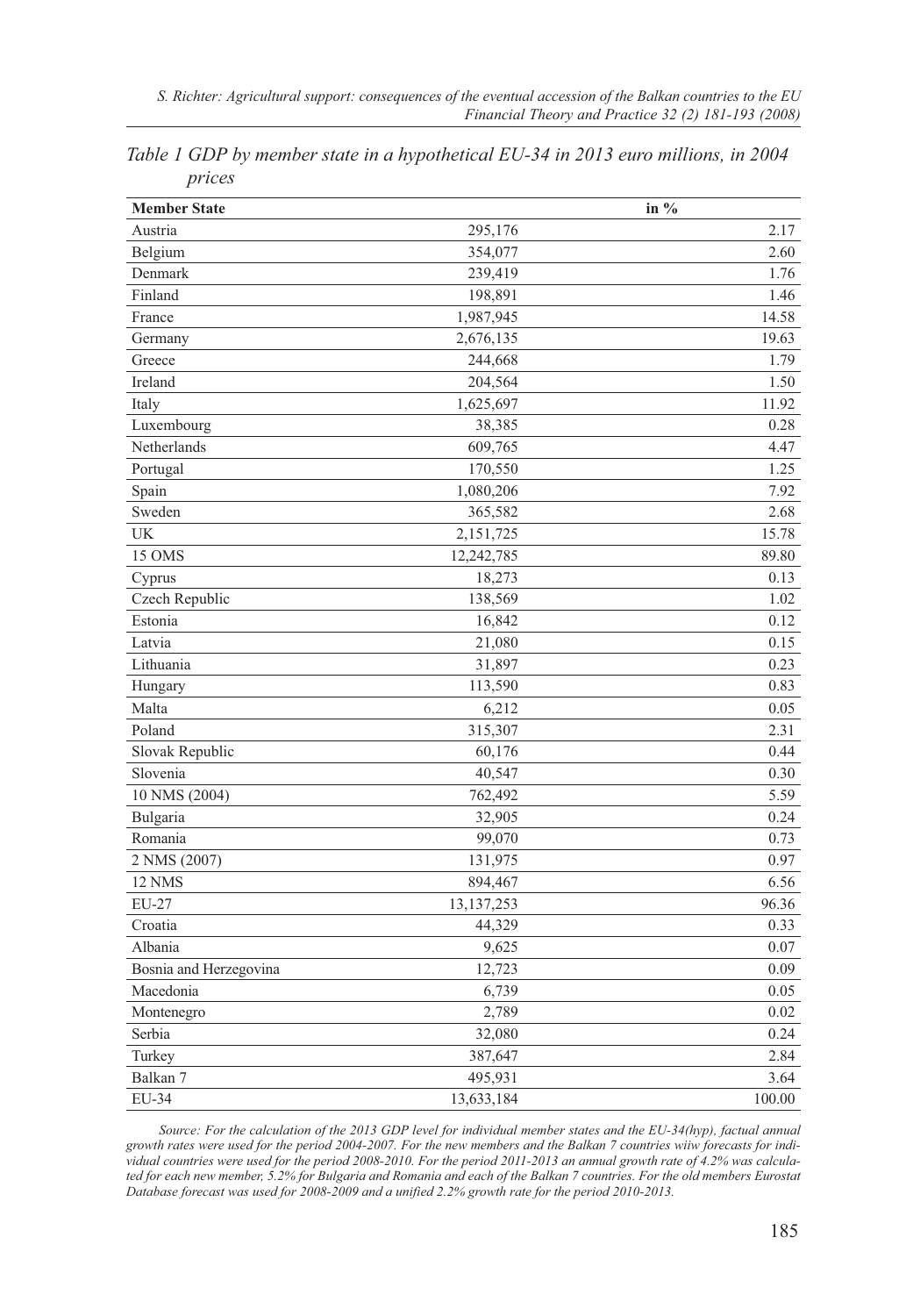*Table 1 GDP by member state in a hypothetical EU-34 in 2013 euro millions, in 2004 prices*

| Member State | | in % |
|---|---|---|
| Austria | 295,176 | 2.17 |
| Belgium | 354,077 | 2.60 |
| Denmark | 239,419 | 1.76 |
| Finland | 198,891 | 1.46 |
| France | 1,987,945 | 14.58 |
| Germany | 2,676,135 | 19.63 |
| Greece | 244,668 | 1.79 |
| Ireland | 204,564 | 1.50 |
| Italy | 1,625,697 | 11.92 |
| Luxembourg | 38,385 | 0.28 |
| Netherlands | 609,765 | 4.47 |
| Portugal | 170,550 | 1.25 |
| Spain | 1,080,206 | 7.92 |
| Sweden | 365,582 | 2.68 |
| UK | 2,151,725 | 15.78 |
| 15 OMS | 12,242,785 | 89.80 |
| Cyprus | 18,273 | 0.13 |
| Czech Republic | 138,569 | 1.02 |
| Estonia | 16,842 | 0.12 |
| Latvia | 21,080 | 0.15 |
| Lithuania | 31,897 | 0.23 |
| Hungary | 113,590 | 0.83 |
| Malta | 6,212 | 0.05 |
| Poland | 315,307 | 2.31 |
| Slovak Republic | 60,176 | 0.44 |
| Slovenia | 40,547 | 0.30 |
| 10 NMS (2004) | 762,492 | 5.59 |
| Bulgaria | 32,905 | 0.24 |
| Romania | 99,070 | 0.73 |
| 2 NMS (2007) | 131,975 | 0.97 |
| 12 NMS | 894,467 | 6.56 |
| EU-27 | 13,137,253 | 96.36 |
| Croatia | 44,329 | 0.33 |
| Albania | 9,625 | 0.07 |
| Bosnia and Herzegovina | 12,723 | 0.09 |
| Macedonia | 6,739 | 0.05 |
| Montenegro | 2,789 | 0.02 |
| Serbia | 32,080 | 0.24 |
| Turkey | 387,647 | 2.84 |
| Balkan 7 | 495,931 | 3.64 |
| EU-34 | 13,633,184 | 100.00 |

*Source: For the calculation of the 2013 GDP level for individual member states and the EU-34(hyp), factual annual growth rates were used for the period 2004-2007. For the new members and the Balkan 7 countries wiiw forecasts for individual countries were used for the period 2008-2010. For the period 2011-2013 an annual growth rate of 4.2% was calculated for each new member, 5.2% for Bulgaria and Romania and each of the Balkan 7 countries. For the old members Eurostat Database forecast was used for 2008-2009 and a unified 2.2% growth rate for the period 2010-2013.*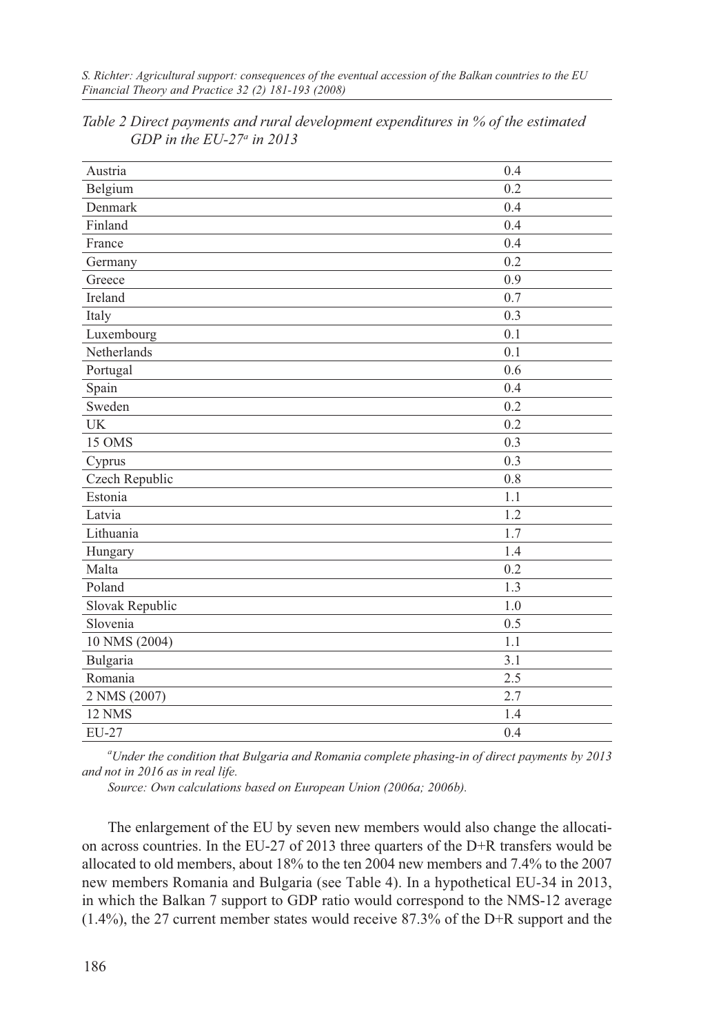*Table 2 Direct payments and rural development expenditures in % of the estimated GDP in the EU-27[a] in 2013*

| | |
|---|---|
| Austria | 0.4 |
| Belgium | 0.2 |
| Denmark | 0.4 |
| Finland | 0.4 |
| France | 0.4 |
| Germany | 0.2 |
| Greece | 0.9 |
| Ireland | 0.7 |
| Italy | 0.3 |
| Luxembourg | 0.1 |
| Netherlands | 0.1 |
| Portugal | 0.6 |
| Spain | 0.4 |
| Sweden | 0.2 |
| UK | 0.2 |
| 15 OMS | 0.3 |
| Cyprus | 0.3 |
| Czech Republic | 0.8 |
| Estonia | 1.1 |
| Latvia | 1.2 |
| Lithuania | 1.7 |
| Hungary | 1.4 |
| Malta | 0.2 |
| Poland | 1.3 |
| Slovak Republic | 1.0 |
| Slovenia | 0.5 |
| 10 NMS (2004) | 1.1 |
| Bulgaria | 3.1 |
| Romania | 2.5 |
| 2 NMS (2007) | 2.7 |
| 12 NMS | 1.4 |
| EU-27 | 0.4 |

[a]*Under the condition that Bulgaria and Romania complete phasing-in of direct payments by 2013 and not in 2016 as in real life.*

*Source: Own calculations based on European Union (2006a; 2006b).*

The enlargement of the EU by seven new members would also change the allocation across countries. In the EU-27 of 2013 three quarters of the D+R transfers would be allocated to old members, about 18% to the ten 2004 new members and 7.4% to the 2007 new members Romania and Bulgaria (see Table 4). In a hypothetical EU-34 in 2013, in which the Balkan 7 support to GDP ratio would correspond to the NMS-12 average (1.4%), the 27 current member states would receive 87.3% of the D+R support and the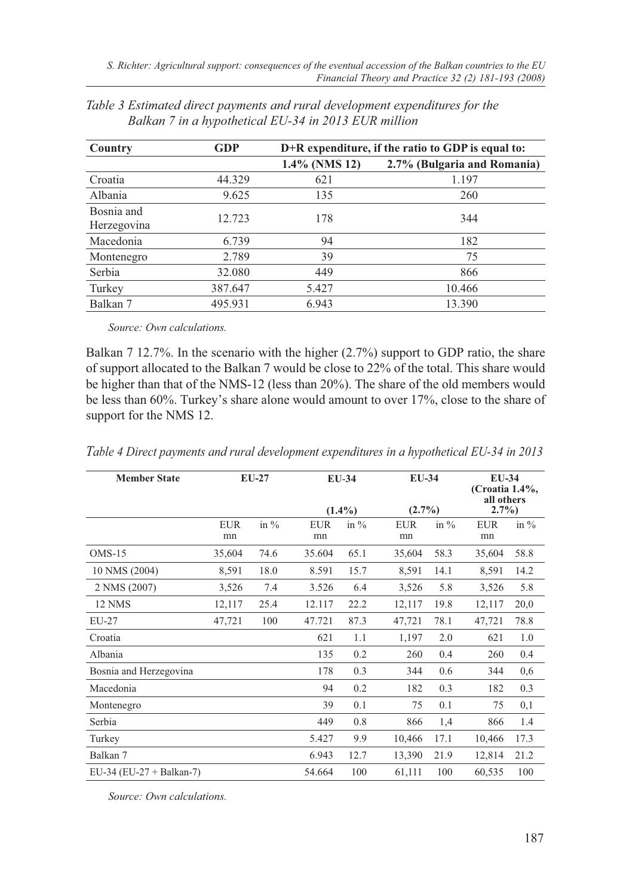*Table 3 Estimated direct payments and rural development expenditures for the Balkan 7 in a hypothetical EU-34 in 2013 EUR million*

| Country | GDP | D+R expenditure, if the ratio to GDP is equal to: | |
|---|---|---|---|
| | | 1.4% (NMS 12) | 2.7% (Bulgaria and Romania) |
| Croatia | 44.329 | 621 | 1.197 |
| Albania | 9.625 | 135 | 260 |
| Bosnia and Herzegovina | 12.723 | 178 | 344 |
| Macedonia | 6.739 | 94 | 182 |
| Montenegro | 2.789 | 39 | 75 |
| Serbia | 32.080 | 449 | 866 |
| Turkey | 387.647 | 5.427 | 10.466 |
| Balkan 7 | 495.931 | 6.943 | 13.390 |

*Source: Own calculations.*

Balkan 7 12.7%. In the scenario with the higher (2.7%) support to GDP ratio, the share of support allocated to the Balkan 7 would be close to 22% of the total. This share would be higher than that of the NMS-12 (less than 20%). The share of the old members would be less than 60%. Turkey's share alone would amount to over 17%, close to the share of support for the NMS 12.

*Table 4 Direct payments and rural development expenditures in a hypothetical EU-34 in 2013*

| Member State | EU-27 | | EU-34 (1.4%) | | EU-34 (2.7%) | | EU-34 (Croatia 1.4%, all others 2.7%) | |
|---|---|---|---|---|---|---|---|---|
| | EUR mn | in % | EUR mn | in % | EUR mn | in % | EUR mn | in % |
| OMS-15 | 35,604 | 74.6 | 35.604 | 65.1 | 35,604 | 58.3 | 35,604 | 58.8 |
| 10 NMS (2004) | 8,591 | 18.0 | 8.591 | 15.7 | 8,591 | 14.1 | 8,591 | 14.2 |
| 2 NMS (2007) | 3,526 | 7.4 | 3.526 | 6.4 | 3,526 | 5.8 | 3,526 | 5.8 |
| 12 NMS | 12,117 | 25.4 | 12.117 | 22.2 | 12,117 | 19.8 | 12,117 | 20,0 |
| EU-27 | 47,721 | 100 | 47.721 | 87.3 | 47,721 | 78.1 | 47,721 | 78.8 |
| Croatia | | | 621 | 1.1 | 1,197 | 2.0 | 621 | 1.0 |
| Albania | | | 135 | 0.2 | 260 | 0.4 | 260 | 0.4 |
| Bosnia and Herzegovina | | | 178 | 0.3 | 344 | 0.6 | 344 | 0,6 |
| Macedonia | | | 94 | 0.2 | 182 | 0.3 | 182 | 0.3 |
| Montenegro | | | 39 | 0.1 | 75 | 0.1 | 75 | 0,1 |
| Serbia | | | 449 | 0.8 | 866 | 1,4 | 866 | 1.4 |
| Turkey | | | 5.427 | 9.9 | 10,466 | 17.1 | 10,466 | 17.3 |
| Balkan 7 | | | 6.943 | 12.7 | 13,390 | 21.9 | 12,814 | 21.2 |
| EU-34 (EU-27 + Balkan-7) | | | 54.664 | 100 | 61,111 | 100 | 60,535 | 100 |

*Source: Own calculations.*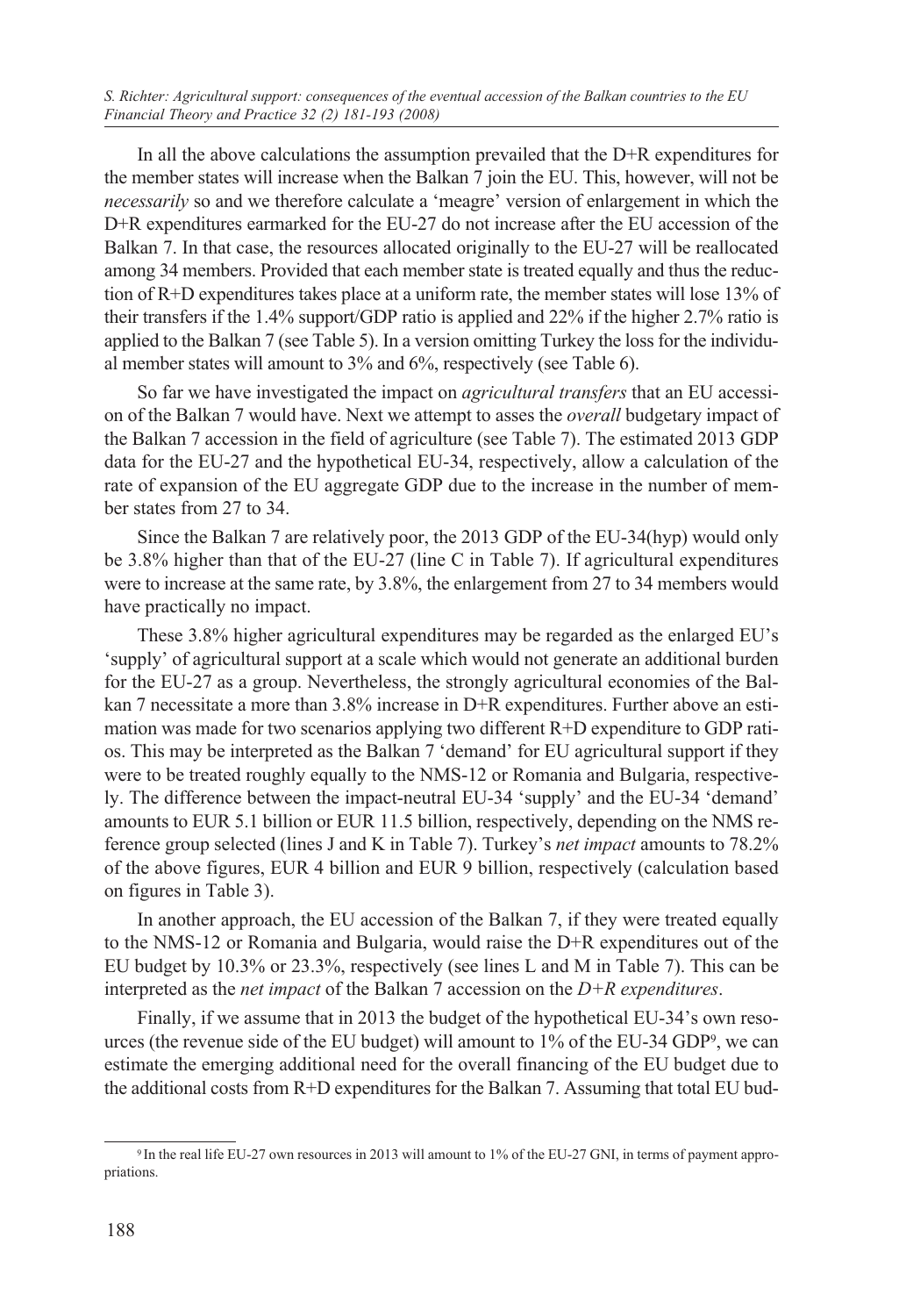In all the above calculations the assumption prevailed that the D+R expenditures for the member states will increase when the Balkan 7 join the EU. This, however, will not be *necessarily* so and we therefore calculate a 'meagre' version of enlargement in which the D+R expenditures earmarked for the EU-27 do not increase after the EU accession of the Balkan 7. In that case, the resources allocated originally to the EU-27 will be reallocated among 34 members. Provided that each member state is treated equally and thus the reduction of R+D expenditures takes place at a uniform rate, the member states will lose 13% of their transfers if the 1.4% support/GDP ratio is applied and 22% if the higher 2.7% ratio is applied to the Balkan 7 (see Table 5). In a version omitting Turkey the loss for the individual member states will amount to 3% and 6%, respectively (see Table 6).

So far we have investigated the impact on *agricultural transfers* that an EU accession of the Balkan 7 would have. Next we attempt to asses the *overall* budgetary impact of the Balkan 7 accession in the field of agriculture (see Table 7). The estimated 2013 GDP data for the EU-27 and the hypothetical EU-34, respectively, allow a calculation of the rate of expansion of the EU aggregate GDP due to the increase in the number of member states from 27 to 34.

Since the Balkan 7 are relatively poor, the 2013 GDP of the EU-34(hyp) would only be 3.8% higher than that of the EU-27 (line C in Table 7). If agricultural expenditures were to increase at the same rate, by 3.8%, the enlargement from 27 to 34 members would have practically no impact.

These 3.8% higher agricultural expenditures may be regarded as the enlarged EU's 'supply' of agricultural support at a scale which would not generate an additional burden for the EU-27 as a group. Nevertheless, the strongly agricultural economies of the Balkan 7 necessitate a more than 3.8% increase in D+R expenditures. Further above an estimation was made for two scenarios applying two different R+D expenditure to GDP ratios. This may be interpreted as the Balkan 7 'demand' for EU agricultural support if they were to be treated roughly equally to the NMS-12 or Romania and Bulgaria, respectively. The difference between the impact-neutral EU-34 'supply' and the EU-34 'demand' amounts to EUR 5.1 billion or EUR 11.5 billion, respectively, depending on the NMS reference group selected (lines J and K in Table 7). Turkey's *net impact* amounts to 78.2% of the above figures, EUR 4 billion and EUR 9 billion, respectively (calculation based on figures in Table 3).

In another approach, the EU accession of the Balkan 7, if they were treated equally to the NMS-12 or Romania and Bulgaria, would raise the D+R expenditures out of the EU budget by 10.3% or 23.3%, respectively (see lines L and M in Table 7). This can be interpreted as the *net impact* of the Balkan 7 accession on the *D+R expenditures*.

Finally, if we assume that in 2013 the budget of the hypothetical EU-34's own resources (the revenue side of the EU budget) will amount to 1% of the EU-34 GDP[9], we can estimate the emerging additional need for the overall financing of the EU budget due to the additional costs from R+D expenditures for the Balkan 7. Assuming that total EU bud-

[9] In the real life EU-27 own resources in 2013 will amount to 1% of the EU-27 GNI, in terms of payment appropriations.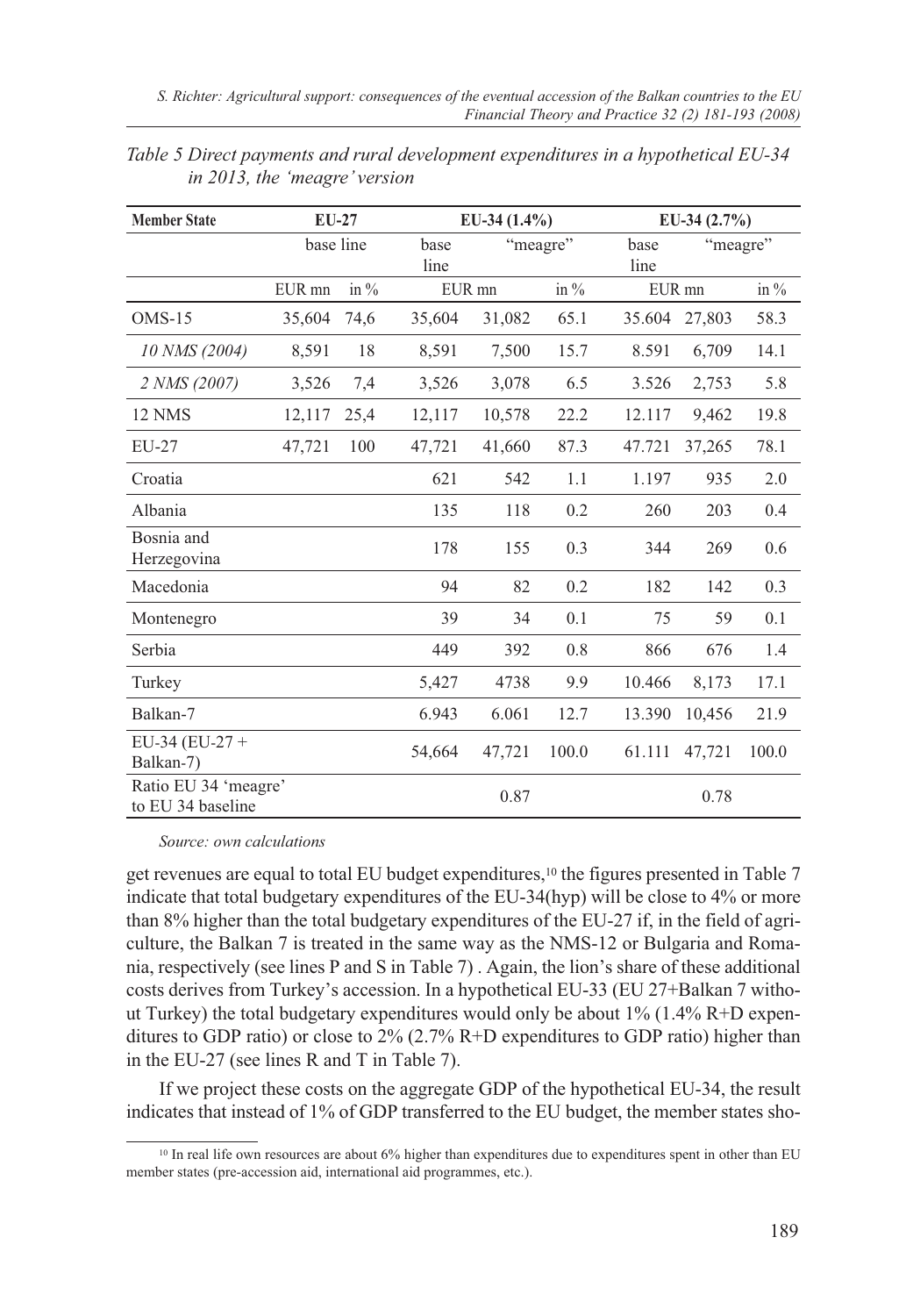*Table 5 Direct payments and rural development expenditures in a hypothetical EU-34 in 2013, the 'meagre' version*

| Member State | EU-27 | | EU-34 (1.4%) | | | EU-34 (2.7%) | | |
|---|---|---|---|---|---|---|---|---|
| | base line | | base line | "meagre" | | base line | "meagre" | |
| | EUR mn | in % | EUR mn | | in % | EUR mn | | in % |
| OMS-15 | 35,604 | 74,6 | 35,604 | 31,082 | 65.1 | 35.604 | 27,803 | 58.3 |
| *10 NMS (2004)* | 8,591 | 18 | 8,591 | 7,500 | 15.7 | 8.591 | 6,709 | 14.1 |
| *2 NMS (2007)* | 3,526 | 7,4 | 3,526 | 3,078 | 6.5 | 3.526 | 2,753 | 5.8 |
| 12 NMS | 12,117 | 25,4 | 12,117 | 10,578 | 22.2 | 12.117 | 9,462 | 19.8 |
| EU-27 | 47,721 | 100 | 47,721 | 41,660 | 87.3 | 47.721 | 37,265 | 78.1 |
| Croatia | | | 621 | 542 | 1.1 | 1.197 | 935 | 2.0 |
| Albania | | | 135 | 118 | 0.2 | 260 | 203 | 0.4 |
| Bosnia and Herzegovina | | | 178 | 155 | 0.3 | 344 | 269 | 0.6 |
| Macedonia | | | 94 | 82 | 0.2 | 182 | 142 | 0.3 |
| Montenegro | | | 39 | 34 | 0.1 | 75 | 59 | 0.1 |
| Serbia | | | 449 | 392 | 0.8 | 866 | 676 | 1.4 |
| Turkey | | | 5,427 | 4738 | 9.9 | 10.466 | 8,173 | 17.1 |
| Balkan-7 | | | 6.943 | 6.061 | 12.7 | 13.390 | 10,456 | 21.9 |
| EU-34 (EU-27 + Balkan-7) | | | 54,664 | 47,721 | 100.0 | 61.111 | 47,721 | 100.0 |
| Ratio EU 34 'meagre' to EU 34 baseline | | | | 0.87 | | | 0.78 | |

*Source: own calculations*

get revenues are equal to total EU budget expenditures,[10] the figures presented in Table 7 indicate that total budgetary expenditures of the EU-34(hyp) will be close to 4% or more than 8% higher than the total budgetary expenditures of the EU-27 if, in the field of agriculture, the Balkan 7 is treated in the same way as the NMS-12 or Bulgaria and Romania, respectively (see lines P and S in Table 7) . Again, the lion's share of these additional costs derives from Turkey's accession. In a hypothetical EU-33 (EU 27+Balkan 7 without Turkey) the total budgetary expenditures would only be about 1% (1.4% R+D expenditures to GDP ratio) or close to 2% (2.7% R+D expenditures to GDP ratio) higher than in the EU-27 (see lines R and T in Table 7).

If we project these costs on the aggregate GDP of the hypothetical EU-34, the result indicates that instead of 1% of GDP transferred to the EU budget, the member states sho-

[10] In real life own resources are about 6% higher than expenditures due to expenditures spent in other than EU member states (pre-accession aid, international aid programmes, etc.).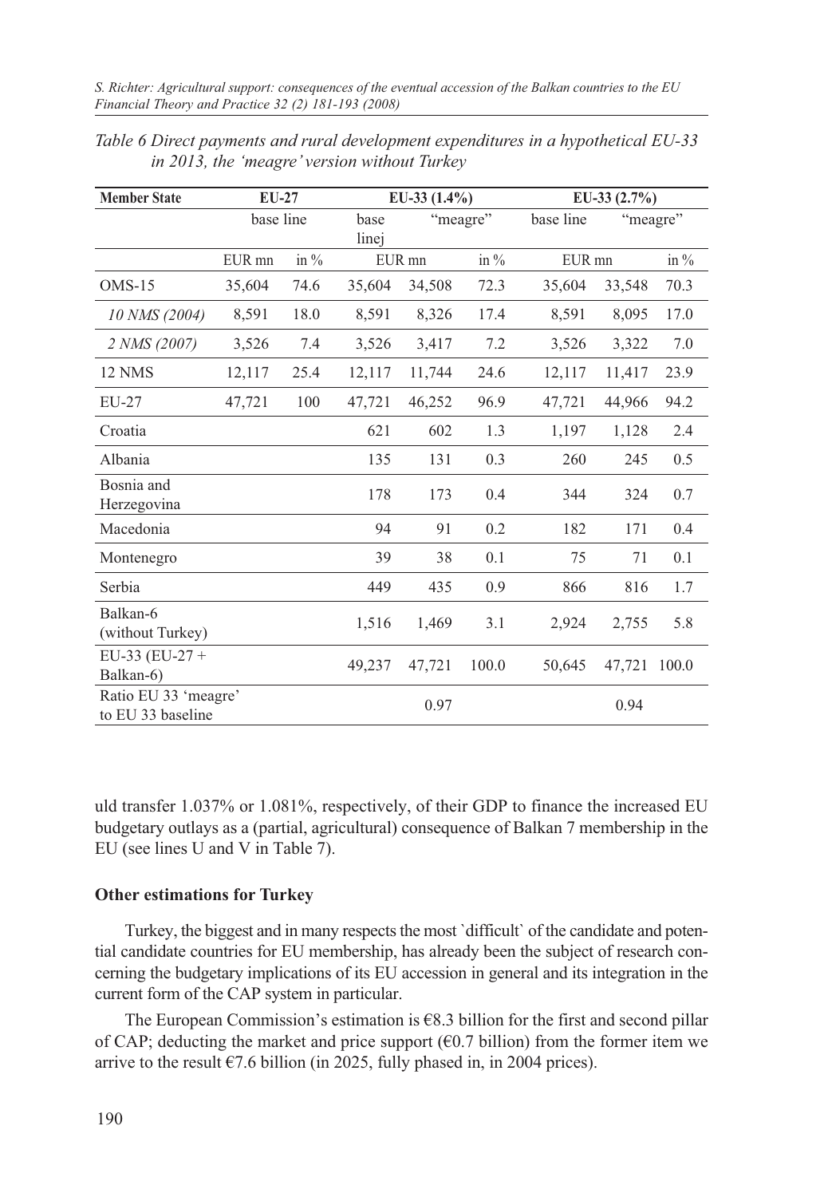*Table 6 Direct payments and rural development expenditures in a hypothetical EU-33 in 2013, the 'meagre' version without Turkey*

| Member State | EU-27 | | EU-33 (1.4%) | | | EU-33 (2.7%) | | |
|---|---|---|---|---|---|---|---|---|
| | base line | | base linej | "meagre" | | base line | "meagre" | |
| | EUR mn | in % | EUR mn | | in % | EUR mn | | in % |
| OMS-15 | 35,604 | 74.6 | 35,604 | 34,508 | 72.3 | 35,604 | 33,548 | 70.3 |
| *10 NMS (2004)* | 8,591 | 18.0 | 8,591 | 8,326 | 17.4 | 8,591 | 8,095 | 17.0 |
| *2 NMS (2007)* | 3,526 | 7.4 | 3,526 | 3,417 | 7.2 | 3,526 | 3,322 | 7.0 |
| 12 NMS | 12,117 | 25.4 | 12,117 | 11,744 | 24.6 | 12,117 | 11,417 | 23.9 |
| EU-27 | 47,721 | 100 | 47,721 | 46,252 | 96.9 | 47,721 | 44,966 | 94.2 |
| Croatia | | | 621 | 602 | 1.3 | 1,197 | 1,128 | 2.4 |
| Albania | | | 135 | 131 | 0.3 | 260 | 245 | 0.5 |
| Bosnia and Herzegovina | | | 178 | 173 | 0.4 | 344 | 324 | 0.7 |
| Macedonia | | | 94 | 91 | 0.2 | 182 | 171 | 0.4 |
| Montenegro | | | 39 | 38 | 0.1 | 75 | 71 | 0.1 |
| Serbia | | | 449 | 435 | 0.9 | 866 | 816 | 1.7 |
| Balkan-6 (without Turkey) | | | 1,516 | 1,469 | 3.1 | 2,924 | 2,755 | 5.8 |
| EU-33 (EU-27 + Balkan-6) | | | 49,237 | 47,721 | 100.0 | 50,645 | 47,721 | 100.0 |
| Ratio EU 33 'meagre' to EU 33 baseline | | | | 0.97 | | | 0.94 | |

uld transfer 1.037% or 1.081%, respectively, of their GDP to finance the increased EU budgetary outlays as a (partial, agricultural) consequence of Balkan 7 membership in the EU (see lines U and V in Table 7).

### Other estimations for Turkey

Turkey, the biggest and in many respects the most `difficult` of the candidate and potential candidate countries for EU membership, has already been the subject of research concerning the budgetary implications of its EU accession in general and its integration in the current form of the CAP system in particular.

The European Commission's estimation is €8.3 billion for the first and second pillar of CAP; deducting the market and price support (€0.7 billion) from the former item we arrive to the result €7.6 billion (in 2025, fully phased in, in 2004 prices).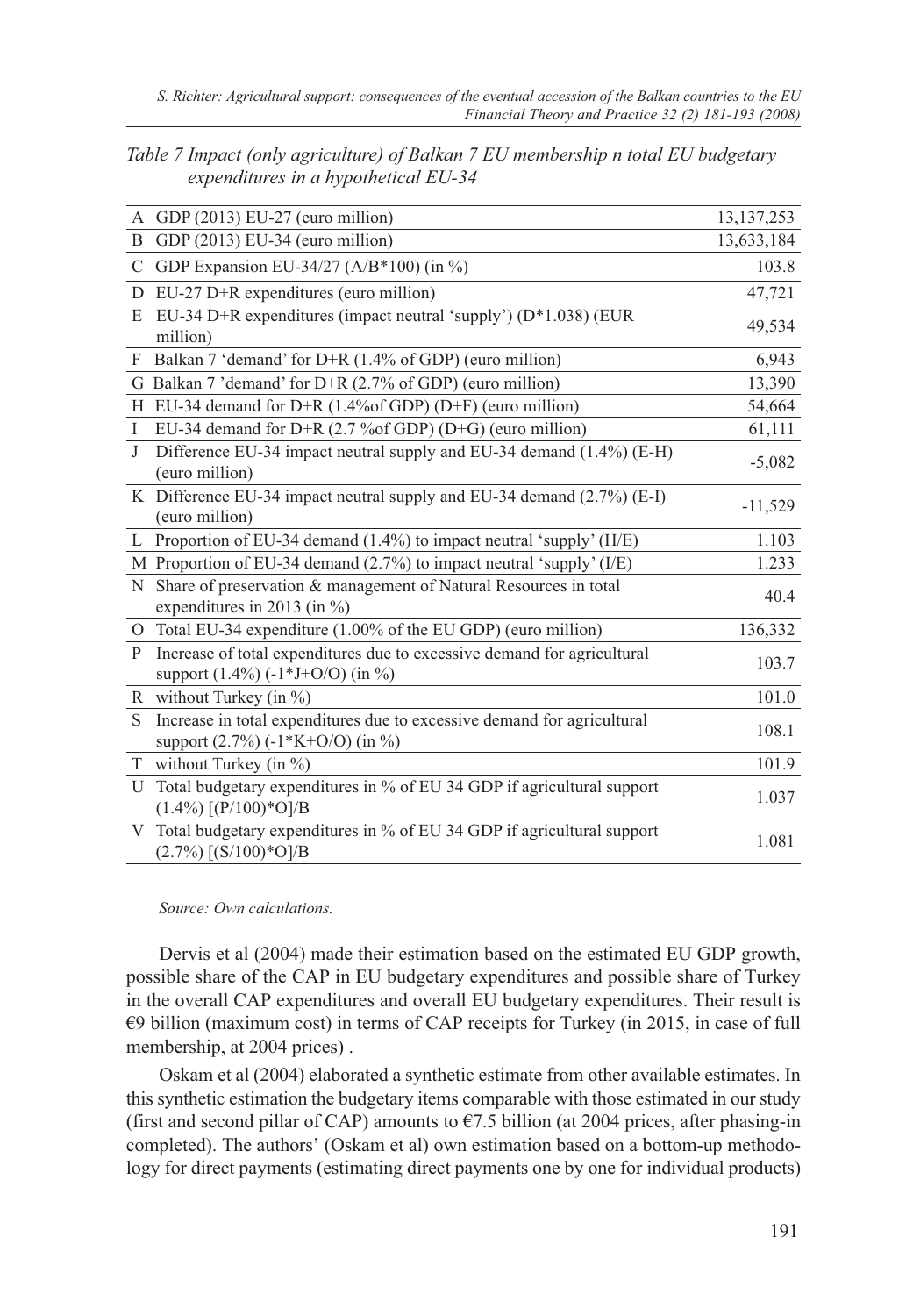*Table 7 Impact (only agriculture) of Balkan 7 EU membership n total EU budgetary expenditures in a hypothetical EU-34*

| | | |
|---|---|---|
| A | GDP (2013) EU-27 (euro million) | 13,137,253 |
| B | GDP (2013) EU-34 (euro million) | 13,633,184 |
| C | GDP Expansion EU-34/27 (A/B*100) (in %) | 103.8 |
| D | EU-27 D+R expenditures (euro million) | 47,721 |
| E | EU-34 D+R expenditures (impact neutral 'supply') (D*1.038) (EUR million) | 49,534 |
| F | Balkan 7 'demand' for D+R (1.4% of GDP) (euro million) | 6,943 |
| G | Balkan 7 'demand' for D+R (2.7% of GDP) (euro million) | 13,390 |
| H | EU-34 demand for D+R (1.4%of GDP) (D+F) (euro million) | 54,664 |
| I | EU-34 demand for D+R (2.7 %of GDP) (D+G) (euro million) | 61,111 |
| J | Difference EU-34 impact neutral supply and EU-34 demand (1.4%) (E-H) (euro million) | -5,082 |
| K | Difference EU-34 impact neutral supply and EU-34 demand (2.7%) (E-I) (euro million) | -11,529 |
| L | Proportion of EU-34 demand (1.4%) to impact neutral 'supply' (H/E) | 1.103 |
| M | Proportion of EU-34 demand (2.7%) to impact neutral 'supply' (I/E) | 1.233 |
| N | Share of preservation & management of Natural Resources in total expenditures in 2013 (in %) | 40.4 |
| O | Total EU-34 expenditure (1.00% of the EU GDP) (euro million) | 136,332 |
| P | Increase of total expenditures due to excessive demand for agricultural support (1.4%) (-1*J+O/O) (in %) | 103.7 |
| R | without Turkey (in %) | 101.0 |
| S | Increase in total expenditures due to excessive demand for agricultural support (2.7%) (-1*K+O/O) (in %) | 108.1 |
| T | without Turkey (in %) | 101.9 |
| U | Total budgetary expenditures in % of EU 34 GDP if agricultural support (1.4%) [(P/100)*O]/B | 1.037 |
| V | Total budgetary expenditures in % of EU 34 GDP if agricultural support (2.7%) [(S/100)*O]/B | 1.081 |

*Source: Own calculations.*

Dervis et al (2004) made their estimation based on the estimated EU GDP growth, possible share of the CAP in EU budgetary expenditures and possible share of Turkey in the overall CAP expenditures and overall EU budgetary expenditures. Their result is €9 billion (maximum cost) in terms of CAP receipts for Turkey (in 2015, in case of full membership, at 2004 prices) .

Oskam et al (2004) elaborated a synthetic estimate from other available estimates. In this synthetic estimation the budgetary items comparable with those estimated in our study (first and second pillar of CAP) amounts to €7.5 billion (at 2004 prices, after phasing-in completed). The authors' (Oskam et al) own estimation based on a bottom-up methodology for direct payments (estimating direct payments one by one for individual products)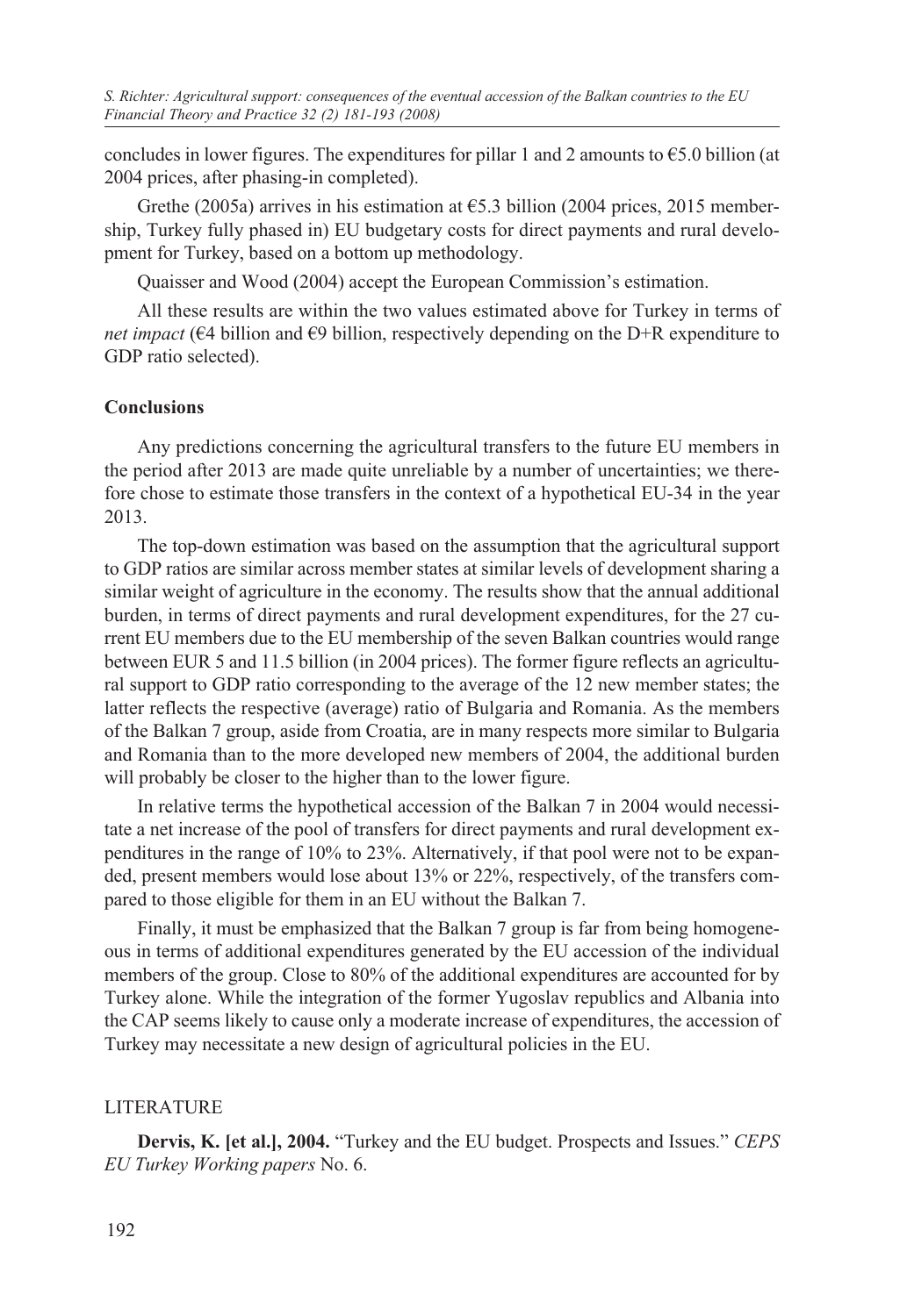concludes in lower figures. The expenditures for pillar 1 and 2 amounts to €5.0 billion (at 2004 prices, after phasing-in completed).

Grethe (2005a) arrives in his estimation at €5.3 billion (2004 prices, 2015 membership, Turkey fully phased in) EU budgetary costs for direct payments and rural development for Turkey, based on a bottom up methodology.

Quaisser and Wood (2004) accept the European Commission's estimation.

All these results are within the two values estimated above for Turkey in terms of *net impact* (€4 billion and €9 billion, respectively depending on the D+R expenditure to GDP ratio selected).

## Conclusions

Any predictions concerning the agricultural transfers to the future EU members in the period after 2013 are made quite unreliable by a number of uncertainties; we therefore chose to estimate those transfers in the context of a hypothetical EU-34 in the year 2013.

The top-down estimation was based on the assumption that the agricultural support to GDP ratios are similar across member states at similar levels of development sharing a similar weight of agriculture in the economy. The results show that the annual additional burden, in terms of direct payments and rural development expenditures, for the 27 current EU members due to the EU membership of the seven Balkan countries would range between EUR 5 and 11.5 billion (in 2004 prices). The former figure reflects an agricultural support to GDP ratio corresponding to the average of the 12 new member states; the latter reflects the respective (average) ratio of Bulgaria and Romania. As the members of the Balkan 7 group, aside from Croatia, are in many respects more similar to Bulgaria and Romania than to the more developed new members of 2004, the additional burden will probably be closer to the higher than to the lower figure.

In relative terms the hypothetical accession of the Balkan 7 in 2004 would necessitate a net increase of the pool of transfers for direct payments and rural development expenditures in the range of 10% to 23%. Alternatively, if that pool were not to be expanded, present members would lose about 13% or 22%, respectively, of the transfers compared to those eligible for them in an EU without the Balkan 7.

Finally, it must be emphasized that the Balkan 7 group is far from being homogeneous in terms of additional expenditures generated by the EU accession of the individual members of the group. Close to 80% of the additional expenditures are accounted for by Turkey alone. While the integration of the former Yugoslav republics and Albania into the CAP seems likely to cause only a moderate increase of expenditures, the accession of Turkey may necessitate a new design of agricultural policies in the EU.

## LITERATURE

**Dervis, K. [et al.], 2004.** "Turkey and the EU budget. Prospects and Issues." *CEPS EU Turkey Working papers* No. 6.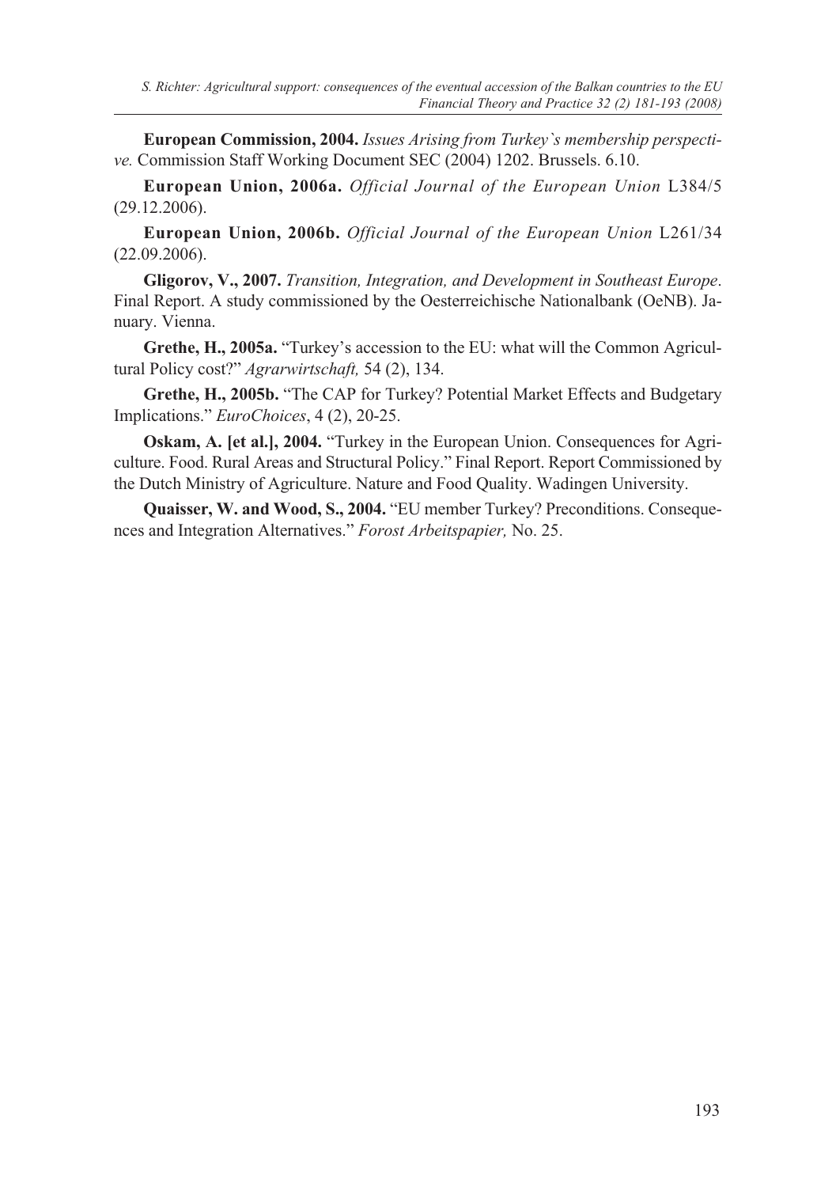**European Commission, 2004.** *Issues Arising from Turkey`s membership perspective.* Commission Staff Working Document SEC (2004) 1202. Brussels. 6.10.

**European Union, 2006a.** *Official Journal of the European Union* L384/5 (29.12.2006).

**European Union, 2006b.** *Official Journal of the European Union* L261/34 (22.09.2006).

**Gligorov, V., 2007.** *Transition, Integration, and Development in Southeast Europe*. Final Report. A study commissioned by the Oesterreichische Nationalbank (OeNB). January. Vienna.

**Grethe, H., 2005a.** "Turkey's accession to the EU: what will the Common Agricultural Policy cost?" *Agrarwirtschaft,* 54 (2), 134.

**Grethe, H., 2005b.** "The CAP for Turkey? Potential Market Effects and Budgetary Implications." *EuroChoices*, 4 (2), 20-25.

**Oskam, A. [et al.], 2004.** "Turkey in the European Union. Consequences for Agriculture. Food. Rural Areas and Structural Policy." Final Report. Report Commissioned by the Dutch Ministry of Agriculture. Nature and Food Quality. Wadingen University.

**Quaisser, W. and Wood, S., 2004.** "EU member Turkey? Preconditions. Consequences and Integration Alternatives." *Forost Arbeitspapier,* No. 25.